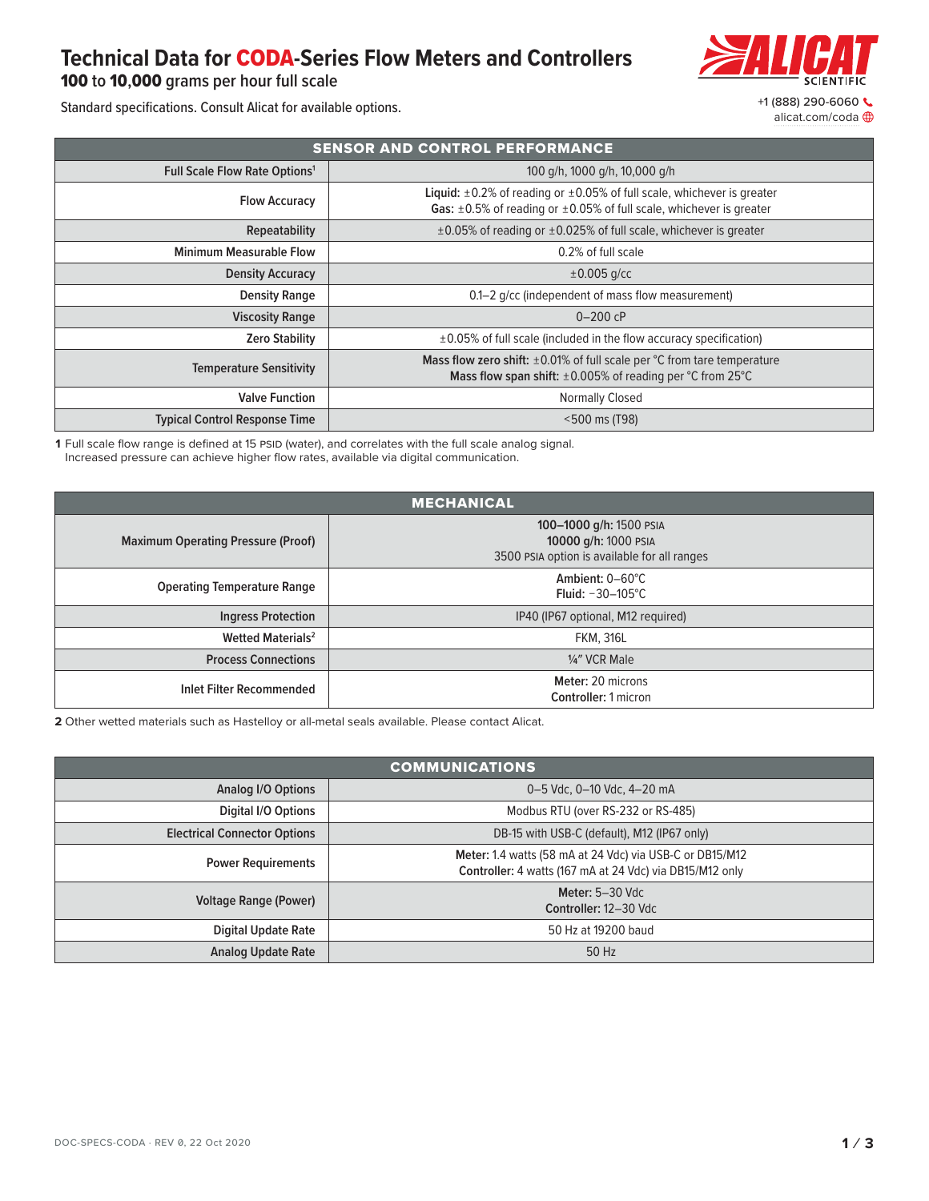# Technical Data for CODA-Series Flow Meters and Controllers

**100** to **10,000** grams per hour full scale

Standard specifications. Consult Alicat for available options.

+1 (888) 290-6060
alicat.com/coda

| SENSOR AND CONTROL PERFORMANCE | |
|---|---|
| Full Scale Flow Rate Options[1] | 100 g/h, 1000 g/h, 10,000 g/h |
| Flow Accuracy | **Liquid:** ±0.2% of reading or ±0.05% of full scale, whichever is greater<br>**Gas:** ±0.5% of reading or ±0.05% of full scale, whichever is greater |
| Repeatability | ±0.05% of reading or ±0.025% of full scale, whichever is greater |
| Minimum Measurable Flow | 0.2% of full scale |
| Density Accuracy | ±0.005 g/cc |
| Density Range | 0.1–2 g/cc (independent of mass flow measurement) |
| Viscosity Range | 0–200 cP |
| Zero Stability | ±0.05% of full scale (included in the flow accuracy specification) |
| Temperature Sensitivity | **Mass flow zero shift:** ±0.01% of full scale per °C from tare temperature<br>**Mass flow span shift:** ±0.005% of reading per °C from 25°C |
| Valve Function | Normally Closed |
| Typical Control Response Time | <500 ms (T98) |

**1** Full scale flow range is defined at 15 PSID (water), and correlates with the full scale analog signal.
Increased pressure can achieve higher flow rates, available via digital communication.

| MECHANICAL | |
|---|---|
| Maximum Operating Pressure (Proof) | **100–1000 g/h:** 1500 PSIA<br>**10000 g/h:** 1000 PSIA<br>3500 PSIA option is available for all ranges |
| Operating Temperature Range | **Ambient:** 0–60°C<br>**Fluid:** −30–105°C |
| Ingress Protection | IP40 (IP67 optional, M12 required) |
| Wetted Materials[2] | FKM, 316L |
| Process Connections | ¼" VCR Male |
| Inlet Filter Recommended | **Meter:** 20 microns<br>**Controller:** 1 micron |

**2** Other wetted materials such as Hastelloy or all-metal seals available. Please contact Alicat.

| COMMUNICATIONS | |
|---|---|
| Analog I/O Options | 0–5 Vdc, 0–10 Vdc, 4–20 mA |
| Digital I/O Options | Modbus RTU (over RS-232 or RS-485) |
| Electrical Connector Options | DB-15 with USB-C (default), M12 (IP67 only) |
| Power Requirements | **Meter:** 1.4 watts (58 mA at 24 Vdc) via USB-C or DB15/M12<br>**Controller:** 4 watts (167 mA at 24 Vdc) via DB15/M12 only |
| Voltage Range (Power) | **Meter:** 5–30 Vdc<br>**Controller:** 12–30 Vdc |
| Digital Update Rate | 50 Hz at 19200 baud |
| Analog Update Rate | 50 Hz |

DOC-SPECS-CODA · REV 0, 22 Oct 2020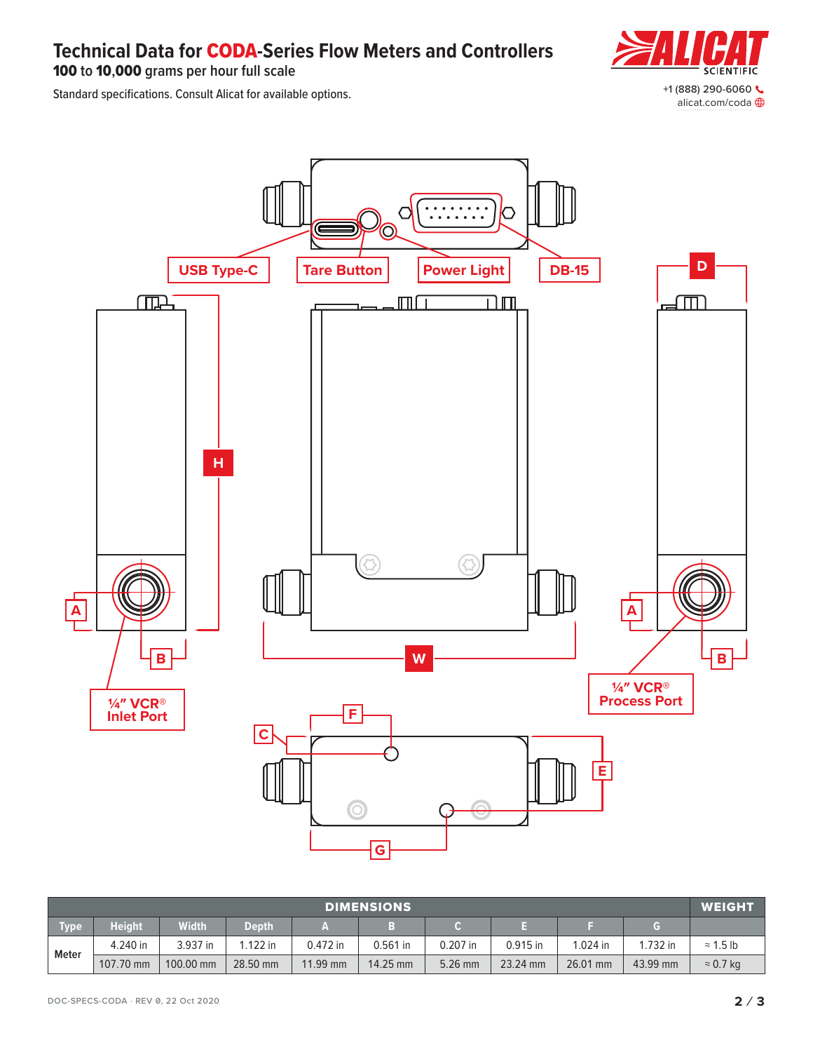# Technical Data for CODA-Series Flow Meters and Controllers

**100** to **10,000** grams per hour full scale

Standard specifications. Consult Alicat for available options.

+1 (888) 290-6060
alicat.com/coda

USB Type-C

Tare Button

Power Light

DB-15

H

D

A

B

W

A

B

¼″ VCR® Inlet Port

¼″ VCR® Process Port

F

C

E

G

| DIMENSIONS | | | | | | | | | | WEIGHT |
|---|---|---|---|---|---|---|---|---|---|---|
| Type | Height | Width | Depth | A | B | C | E | F | G | |
| Meter | 4.240 in | 3.937 in | 1.122 in | 0.472 in | 0.561 in | 0.207 in | 0.915 in | 1.024 in | 1.732 in | ≈ 1.5 lb |
| | 107.70 mm | 100.00 mm | 28.50 mm | 11.99 mm | 14.25 mm | 5.26 mm | 23.24 mm | 26.01 mm | 43.99 mm | ≈ 0.7 kg |

DOC-SPECS-CODA · REV 0, 22 Oct 2020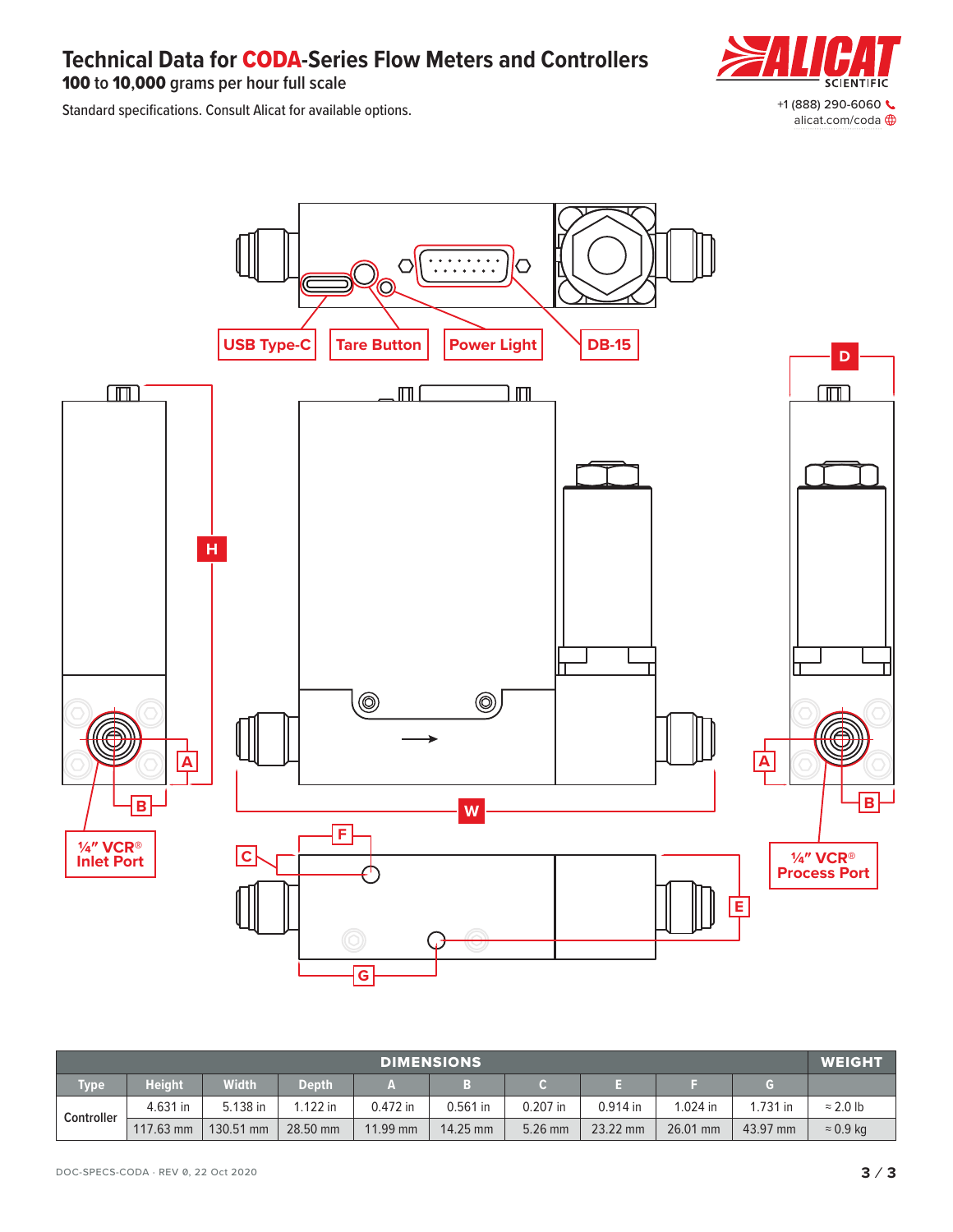# Technical Data for CODA-Series Flow Meters and Controllers

**100** to **10,000** grams per hour full scale

Standard specifications. Consult Alicat for available options.

+1 (888) 290-6060
alicat.com/coda

USB Type-C

Tare Button

Power Light

DB-15

D

H

A

B

W

¼" VCR® Inlet Port

F

C

E

¼" VCR® Process Port

G

| DIMENSIONS | | | | | | | | | | WEIGHT |
|---|---|---|---|---|---|---|---|---|---|---|
| Type | Height | Width | Depth | A | B | C | E | F | G | |
| Controller | 4.631 in | 5.138 in | 1.122 in | 0.472 in | 0.561 in | 0.207 in | 0.914 in | 1.024 in | 1.731 in | ≈ 2.0 lb |
| | 117.63 mm | 130.51 mm | 28.50 mm | 11.99 mm | 14.25 mm | 5.26 mm | 23.22 mm | 26.01 mm | 43.97 mm | ≈ 0.9 kg |

DOC-SPECS-CODA · REV 0, 22 Oct 2020